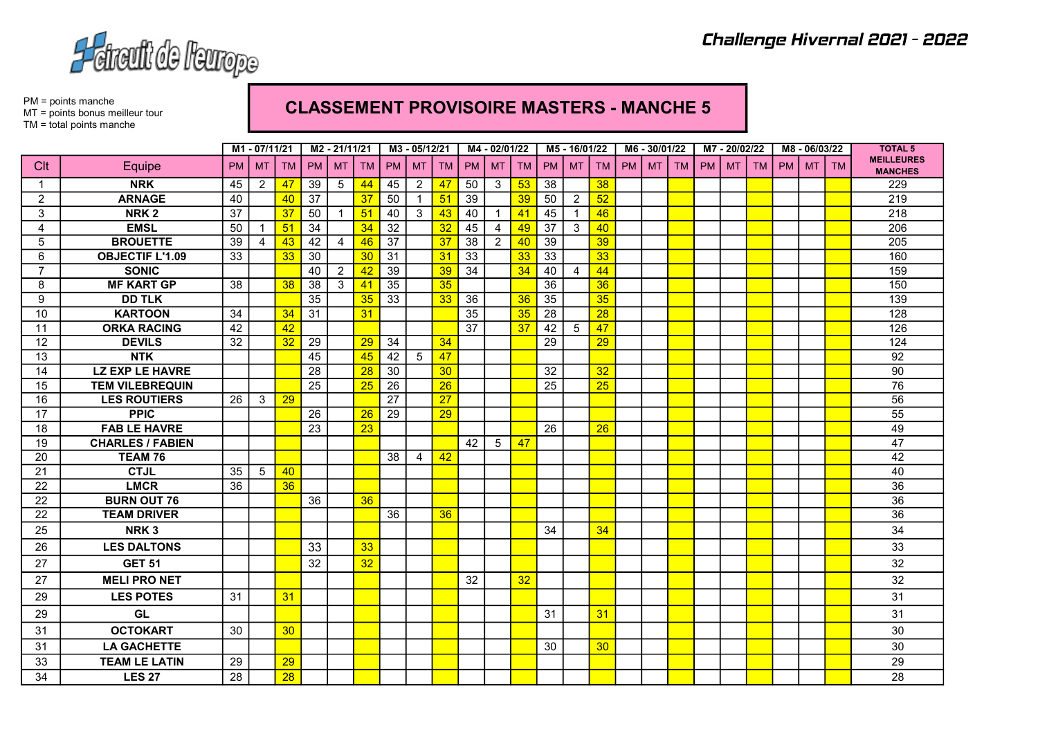*Challenge Hivernal 2021 - 2022*

PM = points manche
MT = points bonus meilleur tour
TM = total points manche

## CLASSEMENT PROVISOIRE MASTERS - MANCHE 5

| | | M1 - 07/11/21 | | | M2 - 21/11/21 | | | M3 - 05/12/21 | | | M4 - 02/01/22 | | | M5 - 16/01/22 | | | M6 - 30/01/22 | | | M7 - 20/02/22 | | | M8 - 06/03/22 | | | TOTAL 5 MEILLEURES MANCHES |
|---|---|---|---|---|---|---|---|---|---|---|---|---|---|---|---|---|---|---|---|---|---|---|---|---|---|---|---|
| Clt | Equipe | PM | MT | TM | PM | MT | TM | PM | MT | TM | PM | MT | TM | PM | MT | TM | PM | MT | TM | PM | MT | TM | PM | MT | TM | |
| 1 | NRK | 45 | 2 | 47 | 39 | 5 | 44 | 45 | 2 | 47 | 50 | 3 | 53 | 38 | | 38 | | | | | | | | | | 229 |
| 2 | ARNAGE | 40 | | 40 | 37 | | 37 | 50 | 1 | 51 | 39 | | 39 | 50 | 2 | 52 | | | | | | | | | | 219 |
| 3 | NRK 2 | 37 | | 37 | 50 | 1 | 51 | 40 | 3 | 43 | 40 | 1 | 41 | 45 | 1 | 46 | | | | | | | | | | 218 |
| 4 | EMSL | 50 | 1 | 51 | 34 | | 34 | 32 | | 32 | 45 | 4 | 49 | 37 | 3 | 40 | | | | | | | | | | 206 |
| 5 | BROUETTE | 39 | 4 | 43 | 42 | 4 | 46 | 37 | | 37 | 38 | 2 | 40 | 39 | | 39 | | | | | | | | | | 205 |
| 6 | OBJECTIF L'1.09 | 33 | | 33 | 30 | | 30 | 31 | | 31 | 33 | | 33 | 33 | | 33 | | | | | | | | | | 160 |
| 7 | SONIC | | | | 40 | 2 | 42 | 39 | | 39 | 34 | | 34 | 40 | 4 | 44 | | | | | | | | | | 159 |
| 8 | MF KART GP | 38 | | 38 | 38 | 3 | 41 | 35 | | 35 | | | | 36 | | 36 | | | | | | | | | | 150 |
| 9 | DD TLK | | | | 35 | | 35 | 33 | | 33 | 36 | | 36 | 35 | | 35 | | | | | | | | | | 139 |
| 10 | KARTOON | 34 | | 34 | 31 | | 31 | | | | 35 | | 35 | 28 | | 28 | | | | | | | | | | 128 |
| 11 | ORKA RACING | 42 | | 42 | | | | | | | 37 | | 37 | 42 | 5 | 47 | | | | | | | | | | 126 |
| 12 | DEVILS | 32 | | 32 | 29 | | 29 | 34 | | 34 | | | | 29 | | 29 | | | | | | | | | | 124 |
| 13 | NTK | | | | 45 | | 45 | 42 | 5 | 47 | | | | | | | | | | | | | | | | 92 |
| 14 | LZ EXP LE HAVRE | | | | 28 | | 28 | 30 | | 30 | | | | 32 | | 32 | | | | | | | | | | 90 |
| 15 | TEM VILEBREQUIN | | | | 25 | | 25 | 26 | | 26 | | | | 25 | | 25 | | | | | | | | | | 76 |
| 16 | LES ROUTIERS | 26 | 3 | 29 | | | | 27 | | 27 | | | | | | | | | | | | | | | | 56 |
| 17 | PPIC | | | | 26 | | 26 | 29 | | 29 | | | | | | | | | | | | | | | | 55 |
| 18 | FAB LE HAVRE | | | | 23 | | 23 | | | | | | | 26 | | 26 | | | | | | | | | | 49 |
| 19 | CHARLES / FABIEN | | | | | | | | | | 42 | 5 | 47 | | | | | | | | | | | | | 47 |
| 20 | TEAM 76 | | | | | | | 38 | 4 | 42 | | | | | | | | | | | | | | | | 42 |
| 21 | CTJL | 35 | 5 | 40 | | | | | | | | | | | | | | | | | | | | | | 40 |
| 22 | LMCR | 36 | | 36 | | | | | | | | | | | | | | | | | | | | | | 36 |
| 22 | BURN OUT 76 | | | | 36 | | 36 | | | | | | | | | | | | | | | | | | | 36 |
| 22 | TEAM DRIVER | | | | | | | 36 | | 36 | | | | | | | | | | | | | | | | 36 |
| 25 | NRK 3 | | | | | | | | | | | | | 34 | | 34 | | | | | | | | | | 34 |
| 26 | LES DALTONS | | | | 33 | | 33 | | | | | | | | | | | | | | | | | | | 33 |
| 27 | GET 51 | | | | 32 | | 32 | | | | | | | | | | | | | | | | | | | 32 |
| 27 | MELI PRO NET | | | | | | | | | | 32 | | 32 | | | | | | | | | | | | | 32 |
| 29 | LES POTES | 31 | | 31 | | | | | | | | | | | | | | | | | | | | | | 31 |
| 29 | GL | | | | | | | | | | | | | 31 | | 31 | | | | | | | | | | 31 |
| 31 | OCTOKART | 30 | | 30 | | | | | | | | | | | | | | | | | | | | | | 30 |
| 31 | LA GACHETTE | | | | | | | | | | | | | 30 | | 30 | | | | | | | | | | 30 |
| 33 | TEAM LE LATIN | 29 | | 29 | | | | | | | | | | | | | | | | | | | | | | 29 |
| 34 | LES 27 | 28 | | 28 | | | | | | | | | | | | | | | | | | | | | | 28 |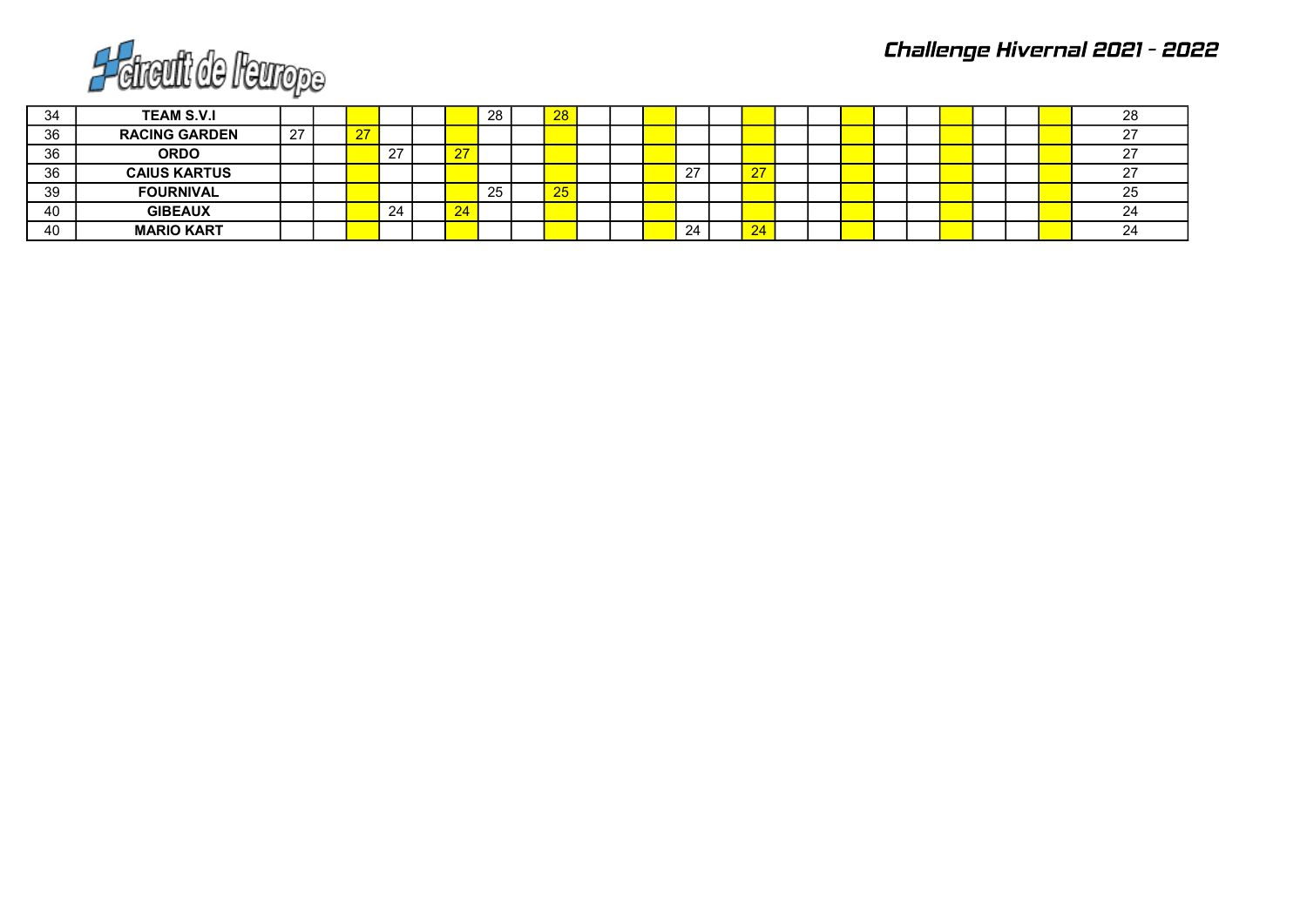# Challenge Hivernal 2021 - 2022

| | | | | | | | | | | | | | | | | | | | | | | | | | | |
|---|---|---|---|---|---|---|---|---|---|---|---|---|---|---|---|---|---|---|---|---|---|---|---|---|---|---|
| 34 | TEAM S.V.I | | | | | | | 28 | | 28 | | | | | | | | | | | | | | | | 28 |
| 36 | RACING GARDEN | 27 | | 27 | | | | | | | | | | | | | | | | | | | | | | 27 |
| 36 | ORDO | | | | 27 | | 27 | | | | | | | | | | | | | | | | | | | 27 |
| 36 | CAIUS KARTUS | | | | | | | | | | | | | 27 | | 27 | | | | | | | | | | 27 |
| 39 | FOURNIVAL | | | | | | | 25 | | 25 | | | | | | | | | | | | | | | | 25 |
| 40 | GIBEAUX | | | | 24 | | 24 | | | | | | | | | | | | | | | | | | | 24 |
| 40 | MARIO KART | | | | | | | | | | | | | 24 | | 24 | | | | | | | | | | 24 |